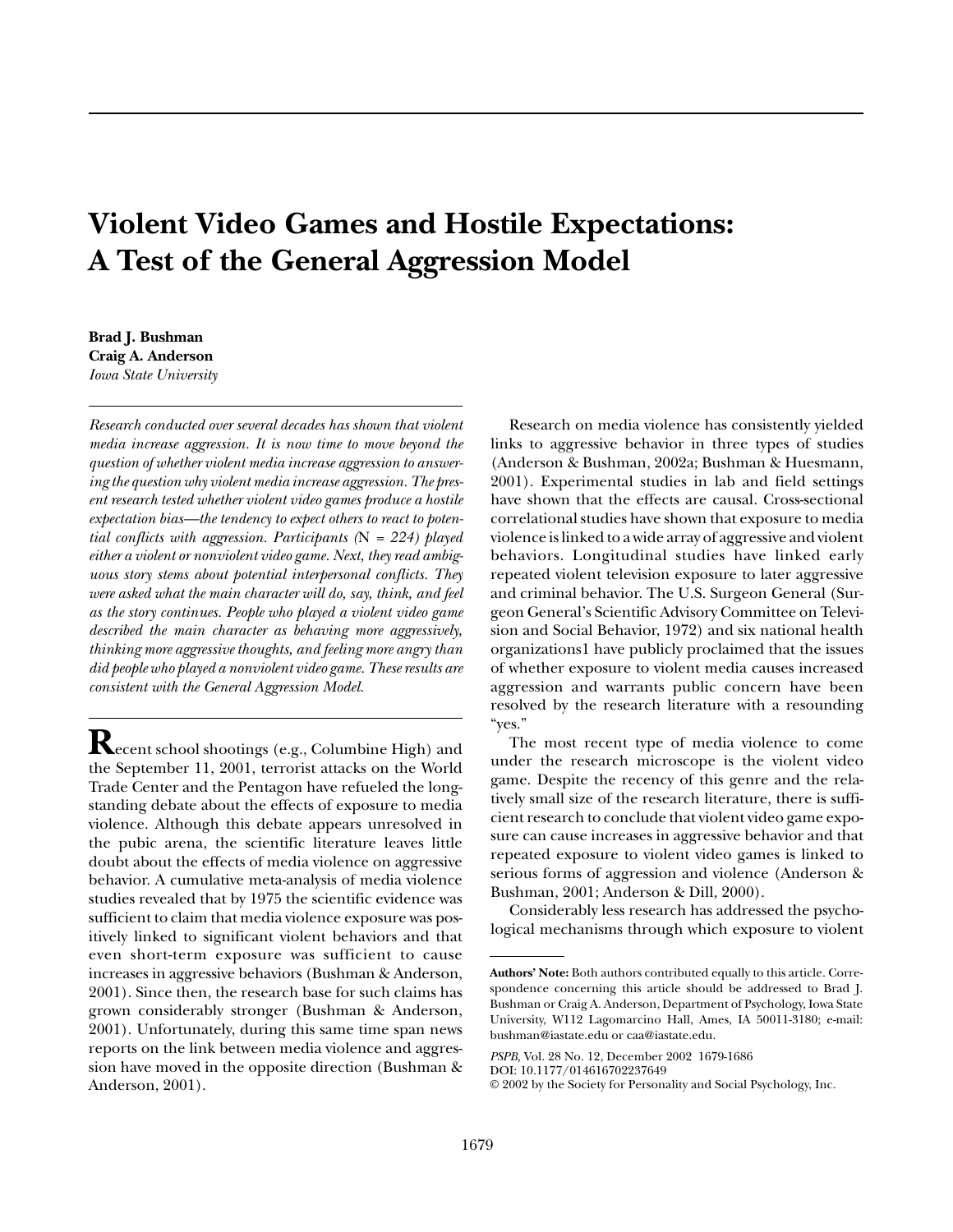# Violent Video Games and Hostile Expectations: A Test of the General Aggression Model

**Brad J. Bushman**
**Craig A. Anderson**
*Iowa State University*

*Research conducted over several decades has shown that violent media increase aggression. It is now time to move beyond the question of whether violent media increase aggression to answering the question why violent media increase aggression. The present research tested whether violent video games produce a hostile expectation bias—the tendency to expect others to react to potential conflicts with aggression. Participants (*N *= 224) played either a violent or nonviolent video game. Next, they read ambiguous story stems about potential interpersonal conflicts. They were asked what the main character will do, say, think, and feel as the story continues. People who played a violent video game described the main character as behaving more aggressively, thinking more aggressive thoughts, and feeling more angry than did people who played a nonviolent video game. These results are consistent with the General Aggression Model.*

**R**ecent school shootings (e.g., Columbine High) and the September 11, 2001, terrorist attacks on the World Trade Center and the Pentagon have refueled the long-standing debate about the effects of exposure to media violence. Although this debate appears unresolved in the pubic arena, the scientific literature leaves little doubt about the effects of media violence on aggressive behavior. A cumulative meta-analysis of media violence studies revealed that by 1975 the scientific evidence was sufficient to claim that media violence exposure was positively linked to significant violent behaviors and that even short-term exposure was sufficient to cause increases in aggressive behaviors (Bushman & Anderson, 2001). Since then, the research base for such claims has grown considerably stronger (Bushman & Anderson, 2001). Unfortunately, during this same time span news reports on the link between media violence and aggression have moved in the opposite direction (Bushman & Anderson, 2001).

Research on media violence has consistently yielded links to aggressive behavior in three types of studies (Anderson & Bushman, 2002a; Bushman & Huesmann, 2001). Experimental studies in lab and field settings have shown that the effects are causal. Cross-sectional correlational studies have shown that exposure to media violence is linked to a wide array of aggressive and violent behaviors. Longitudinal studies have linked early repeated violent television exposure to later aggressive and criminal behavior. The U.S. Surgeon General (Surgeon General's Scientific Advisory Committee on Television and Social Behavior, 1972) and six national health organizations[1] have publicly proclaimed that the issues of whether exposure to violent media causes increased aggression and warrants public concern have been resolved by the research literature with a resounding "yes."

The most recent type of media violence to come under the research microscope is the violent video game. Despite the recency of this genre and the relatively small size of the research literature, there is sufficient research to conclude that violent video game exposure can cause increases in aggressive behavior and that repeated exposure to violent video games is linked to serious forms of aggression and violence (Anderson & Bushman, 2001; Anderson & Dill, 2000).

Considerably less research has addressed the psychological mechanisms through which exposure to violent

**Authors' Note:** Both authors contributed equally to this article. Correspondence concerning this article should be addressed to Brad J. Bushman or Craig A. Anderson, Department of Psychology, Iowa State University, W112 Lagomarcino Hall, Ames, IA 50011-3180; e-mail: bushman@iastate.edu or caa@iastate.edu.

*PSPB,* Vol. 28 No. 12, December 2002 1679-1686
DOI: 10.1177/014616702237649
© 2002 by the Society for Personality and Social Psychology, Inc.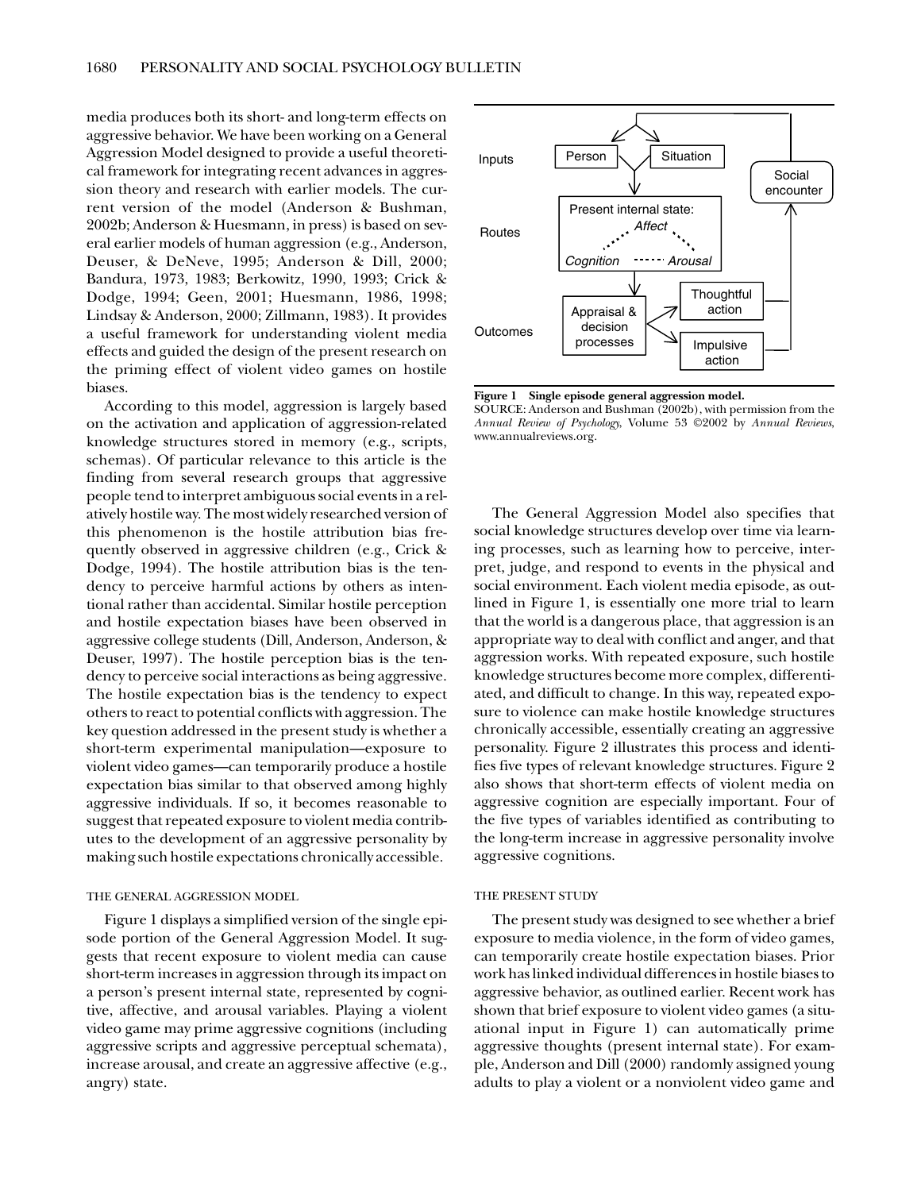media produces both its short- and long-term effects on aggressive behavior. We have been working on a General Aggression Model designed to provide a useful theoretical framework for integrating recent advances in aggression theory and research with earlier models. The current version of the model (Anderson & Bushman, 2002b; Anderson & Huesmann, in press) is based on several earlier models of human aggression (e.g., Anderson, Deuser, & DeNeve, 1995; Anderson & Dill, 2000; Bandura, 1973, 1983; Berkowitz, 1990, 1993; Crick & Dodge, 1994; Geen, 2001; Huesmann, 1986, 1998; Lindsay & Anderson, 2000; Zillmann, 1983). It provides a useful framework for understanding violent media effects and guided the design of the present research on the priming effect of violent video games on hostile biases.

According to this model, aggression is largely based on the activation and application of aggression-related knowledge structures stored in memory (e.g., scripts, schemas). Of particular relevance to this article is the finding from several research groups that aggressive people tend to interpret ambiguous social events in a relatively hostile way. The most widely researched version of this phenomenon is the hostile attribution bias frequently observed in aggressive children (e.g., Crick & Dodge, 1994). The hostile attribution bias is the tendency to perceive harmful actions by others as intentional rather than accidental. Similar hostile perception and hostile expectation biases have been observed in aggressive college students (Dill, Anderson, Anderson, & Deuser, 1997). The hostile perception bias is the tendency to perceive social interactions as being aggressive. The hostile expectation bias is the tendency to expect others to react to potential conflicts with aggression. The key question addressed in the present study is whether a short-term experimental manipulation—exposure to violent video games—can temporarily produce a hostile expectation bias similar to that observed among highly aggressive individuals. If so, it becomes reasonable to suggest that repeated exposure to violent media contributes to the development of an aggressive personality by making such hostile expectations chronically accessible.

## THE GENERAL AGGRESSION MODEL

Figure 1 displays a simplified version of the single episode portion of the General Aggression Model. It suggests that recent exposure to violent media can cause short-term increases in aggression through its impact on a person's present internal state, represented by cognitive, affective, and arousal variables. Playing a violent video game may prime aggressive cognitions (including aggressive scripts and aggressive perceptual schemata), increase arousal, and create an aggressive affective (e.g., angry) state.

**Figure 1 Single episode general aggression model.**
SOURCE: Anderson and Bushman (2002b), with permission from the *Annual Review of Psychology*, Volume 53 ©2002 by *Annual Reviews*, www.annualreviews.org.

The General Aggression Model also specifies that social knowledge structures develop over time via learning processes, such as learning how to perceive, interpret, judge, and respond to events in the physical and social environment. Each violent media episode, as outlined in Figure 1, is essentially one more trial to learn that the world is a dangerous place, that aggression is an appropriate way to deal with conflict and anger, and that aggression works. With repeated exposure, such hostile knowledge structures become more complex, differentiated, and difficult to change. In this way, repeated exposure to violence can make hostile knowledge structures chronically accessible, essentially creating an aggressive personality. Figure 2 illustrates this process and identifies five types of relevant knowledge structures. Figure 2 also shows that short-term effects of violent media on aggressive cognition are especially important. Four of the five types of variables identified as contributing to the long-term increase in aggressive personality involve aggressive cognitions.

## THE PRESENT STUDY

The present study was designed to see whether a brief exposure to media violence, in the form of video games, can temporarily create hostile expectation biases. Prior work has linked individual differences in hostile biases to aggressive behavior, as outlined earlier. Recent work has shown that brief exposure to violent video games (a situational input in Figure 1) can automatically prime aggressive thoughts (present internal state). For example, Anderson and Dill (2000) randomly assigned young adults to play a violent or a nonviolent video game and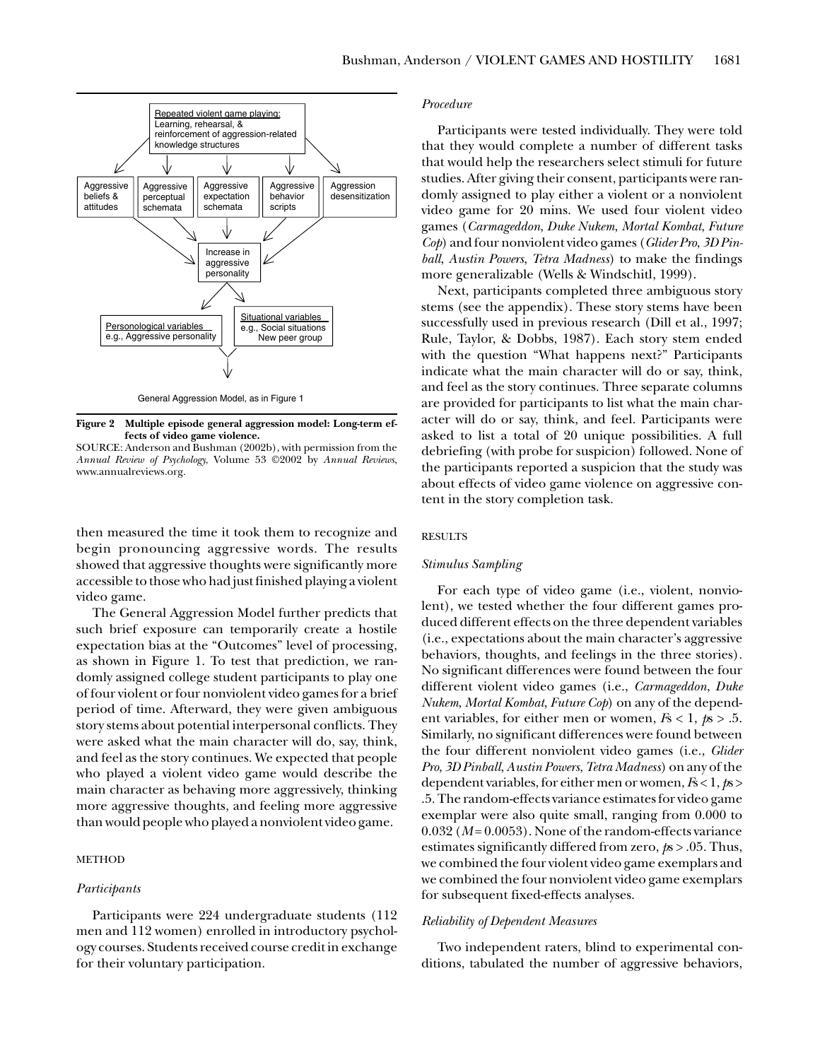Figure 2 Multiple episode general aggression model: Long-term effects of video game violence.

SOURCE: Anderson and Bushman (2002b), with permission from the *Annual Review of Psychology*, Volume 53 ©2002 by *Annual Reviews*, www.annualreviews.org.

then measured the time it took them to recognize and begin pronouncing aggressive words. The results showed that aggressive thoughts were significantly more accessible to those who had just finished playing a violent video game.

The General Aggression Model further predicts that such brief exposure can temporarily create a hostile expectation bias at the "Outcomes" level of processing, as shown in Figure 1. To test that prediction, we randomly assigned college student participants to play one of four violent or four nonviolent video games for a brief period of time. Afterward, they were given ambiguous story stems about potential interpersonal conflicts. They were asked what the main character will do, say, think, and feel as the story continues. We expected that people who played a violent video game would describe the main character as behaving more aggressively, thinking more aggressive thoughts, and feeling more aggressive than would people who played a nonviolent video game.

## METHOD

### *Participants*

Participants were 224 undergraduate students (112 men and 112 women) enrolled in introductory psychology courses. Students received course credit in exchange for their voluntary participation.

### *Procedure*

Participants were tested individually. They were told that they would complete a number of different tasks that would help the researchers select stimuli for future studies. After giving their consent, participants were randomly assigned to play either a violent or a nonviolent video game for 20 mins. We used four violent video games (*Carmageddon*, *Duke Nukem*, *Mortal Kombat*, *Future Cop*) and four nonviolent video games (*Glider Pro*, *3D Pinball*, *Austin Powers*, *Tetra Madness*) to make the findings more generalizable (Wells & Windschitl, 1999).

Next, participants completed three ambiguous story stems (see the appendix). These story stems have been successfully used in previous research (Dill et al., 1997; Rule, Taylor, & Dobbs, 1987). Each story stem ended with the question "What happens next?" Participants indicate what the main character will do or say, think, and feel as the story continues. Three separate columns are provided for participants to list what the main character will do or say, think, and feel. Participants were asked to list a total of 20 unique possibilities. A full debriefing (with probe for suspicion) followed. None of the participants reported a suspicion that the study was about effects of video game violence on aggressive content in the story completion task.

## RESULTS

### *Stimulus Sampling*

For each type of video game (i.e., violent, nonviolent), we tested whether the four different games produced different effects on the three dependent variables (i.e., expectations about the main character's aggressive behaviors, thoughts, and feelings in the three stories). No significant differences were found between the four different violent video games (i.e., *Carmageddon*, *Duke Nukem*, *Mortal Kombat*, *Future Cop*) on any of the dependent variables, for either men or women, $F\text{s} < 1$, $p\text{s} > .5$. Similarly, no significant differences were found between the four different nonviolent video games (i.e., *Glider Pro*, *3D Pinball*, *Austin Powers*, *Tetra Madness*) on any of the dependent variables, for either men or women, $F\text{s} < 1$, $p\text{s} > .5$. The random-effects variance estimates for video game exemplar were also quite small, ranging from 0.000 to 0.032 ($M = 0.0053$). None of the random-effects variance estimates significantly differed from zero, $p\text{s} > .05$. Thus, we combined the four violent video game exemplars and we combined the four nonviolent video game exemplars for subsequent fixed-effects analyses.

### *Reliability of Dependent Measures*

Two independent raters, blind to experimental conditions, tabulated the number of aggressive behaviors,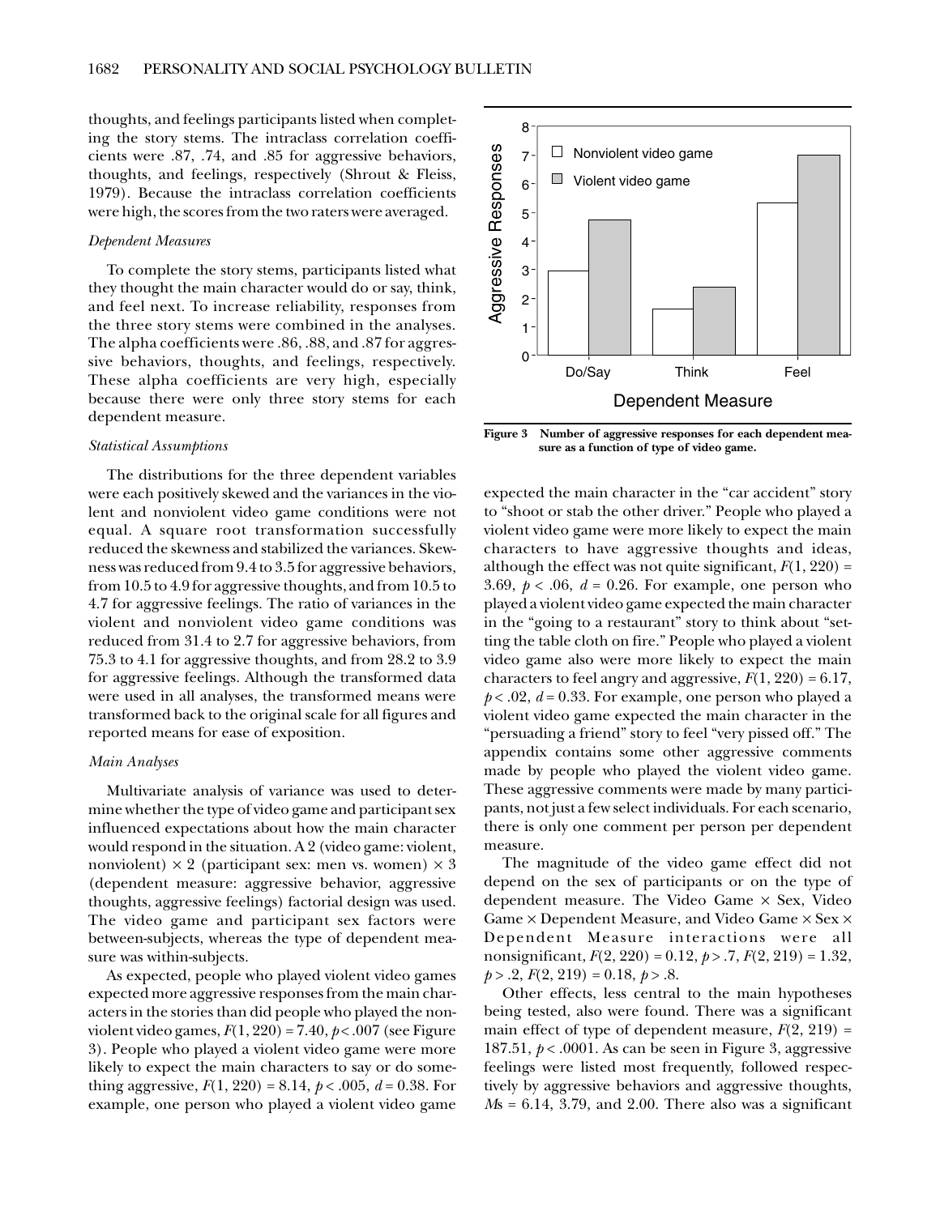thoughts, and feelings participants listed when completing the story stems. The intraclass correlation coefficients were .87, .74, and .85 for aggressive behaviors, thoughts, and feelings, respectively (Shrout & Fleiss, 1979). Because the intraclass correlation coefficients were high, the scores from the two raters were averaged.

### *Dependent Measures*

To complete the story stems, participants listed what they thought the main character would do or say, think, and feel next. To increase reliability, responses from the three story stems were combined in the analyses. The alpha coefficients were .86, .88, and .87 for aggressive behaviors, thoughts, and feelings, respectively. These alpha coefficients are very high, especially because there were only three story stems for each dependent measure.

### *Statistical Assumptions*

The distributions for the three dependent variables were each positively skewed and the variances in the violent and nonviolent video game conditions were not equal. A square root transformation successfully reduced the skewness and stabilized the variances. Skewness was reduced from 9.4 to 3.5 for aggressive behaviors, from 10.5 to 4.9 for aggressive thoughts, and from 10.5 to 4.7 for aggressive feelings. The ratio of variances in the violent and nonviolent video game conditions was reduced from 31.4 to 2.7 for aggressive behaviors, from 75.3 to 4.1 for aggressive thoughts, and from 28.2 to 3.9 for aggressive feelings. Although the transformed data were used in all analyses, the transformed means were transformed back to the original scale for all figures and reported means for ease of exposition.

### *Main Analyses*

Multivariate analysis of variance was used to determine whether the type of video game and participant sex influenced expectations about how the main character would respond in the situation. A 2 (video game: violent, nonviolent) × 2 (participant sex: men vs. women) × 3 (dependent measure: aggressive behavior, aggressive thoughts, aggressive feelings) factorial design was used. The video game and participant sex factors were between-subjects, whereas the type of dependent measure was within-subjects.

As expected, people who played violent video games expected more aggressive responses from the main characters in the stories than did people who played the nonviolent video games, $F(1, 220) = 7.40$, $p < .007$ (see Figure 3). People who played a violent video game were more likely to expect the main characters to say or do something aggressive, $F(1, 220) = 8.14$, $p < .005$, $d = 0.38$. For example, one person who played a violent video game expected the main character in the "car accident" story to "shoot or stab the other driver." People who played a violent video game were more likely to expect the main characters to have aggressive thoughts and ideas, although the effect was not quite significant, $F(1, 220) = 3.69$, $p < .06$, $d = 0.26$. For example, one person who played a violent video game expected the main character in the "going to a restaurant" story to think about "setting the table cloth on fire." People who played a violent video game also were more likely to expect the main characters to feel angry and aggressive, $F(1, 220) = 6.17$, $p < .02$, $d = 0.33$. For example, one person who played a violent video game expected the main character in the "persuading a friend" story to feel "very pissed off." The appendix contains some other aggressive comments made by people who played the violent video game. These aggressive comments were made by many participants, not just a few select individuals. For each scenario, there is only one comment per person per dependent measure.

**Figure 3** Number of aggressive responses for each dependent measure as a function of type of video game.

The magnitude of the video game effect did not depend on the sex of participants or on the type of dependent measure. The Video Game × Sex, Video Game × Dependent Measure, and Video Game × Sex × Dependent Measure interactions were all nonsignificant, $F(2, 220) = 0.12$, $p > .7$, $F(2, 219) = 1.32$, $p > .2$, $F(2, 219) = 0.18$, $p > .8$.

Other effects, less central to the main hypotheses being tested, also were found. There was a significant main effect of type of dependent measure, $F(2, 219) = 187.51$, $p < .0001$. As can be seen in Figure 3, aggressive feelings were listed most frequently, followed respectively by aggressive behaviors and aggressive thoughts, *M*s = 6.14, 3.79, and 2.00. There also was a significant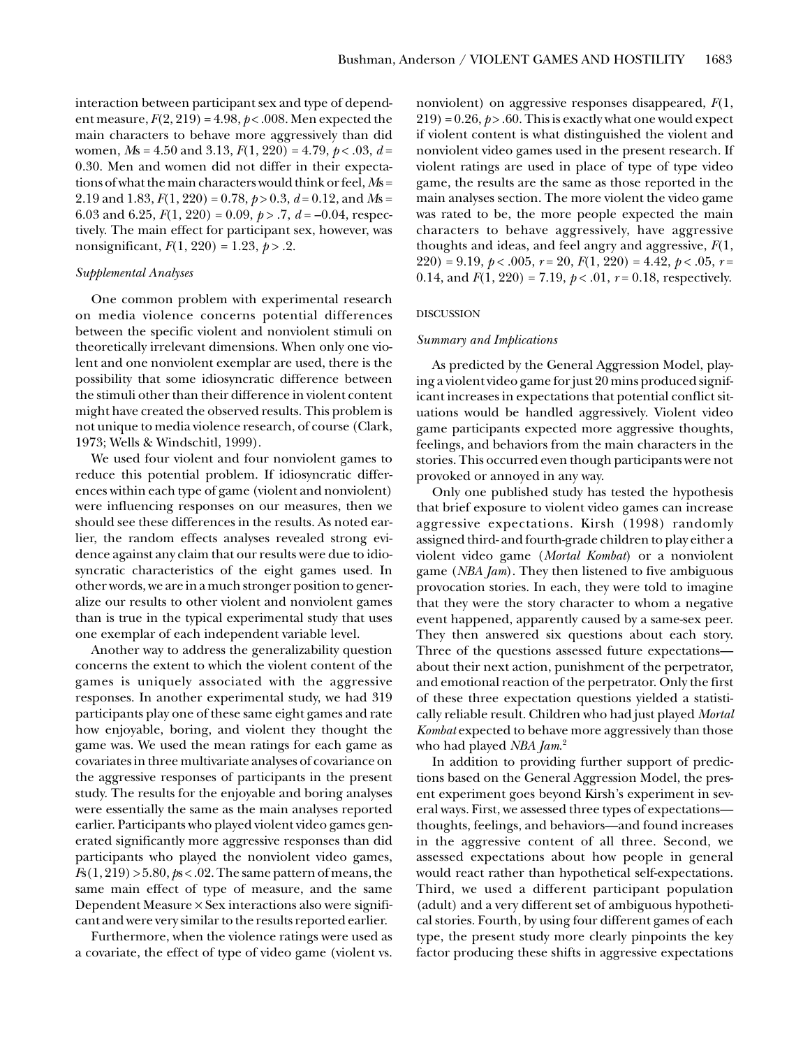interaction between participant sex and type of dependent measure, $F(2, 219) = 4.98$, $p < .008$. Men expected the main characters to behave more aggressively than did women, $Ms = 4.50$ and $3.13$, $F(1, 220) = 4.79$, $p < .03$, $d = 0.30$. Men and women did not differ in their expectations of what the main characters would think or feel, $Ms = 2.19$ and $1.83$, $F(1, 220) = 0.78$, $p > 0.3$, $d = 0.12$, and $Ms = 6.03$ and $6.25$, $F(1, 220) = 0.09$, $p > .7$, $d = -0.04$, respectively. The main effect for participant sex, however, was nonsignificant, $F(1, 220) = 1.23$, $p > .2$.

### *Supplemental Analyses*

One common problem with experimental research on media violence concerns potential differences between the specific violent and nonviolent stimuli on theoretically irrelevant dimensions. When only one violent and one nonviolent exemplar are used, there is the possibility that some idiosyncratic difference between the stimuli other than their difference in violent content might have created the observed results. This problem is not unique to media violence research, of course (Clark, 1973; Wells & Windschitl, 1999).

We used four violent and four nonviolent games to reduce this potential problem. If idiosyncratic differences within each type of game (violent and nonviolent) were influencing responses on our measures, then we should see these differences in the results. As noted earlier, the random effects analyses revealed strong evidence against any claim that our results were due to idiosyncratic characteristics of the eight games used. In other words, we are in a much stronger position to generalize our results to other violent and nonviolent games than is true in the typical experimental study that uses one exemplar of each independent variable level.

Another way to address the generalizability question concerns the extent to which the violent content of the games is uniquely associated with the aggressive responses. In another experimental study, we had 319 participants play one of these same eight games and rate how enjoyable, boring, and violent they thought the game was. We used the mean ratings for each game as covariates in three multivariate analyses of covariance on the aggressive responses of participants in the present study. The results for the enjoyable and boring analyses were essentially the same as the main analyses reported earlier. Participants who played violent video games generated significantly more aggressive responses than did participants who played the nonviolent video games, $Fs(1, 219) > 5.80$, $ps < .02$. The same pattern of means, the same main effect of type of measure, and the same Dependent Measure × Sex interactions also were significant and were very similar to the results reported earlier.

Furthermore, when the violence ratings were used as a covariate, the effect of type of video game (violent vs. nonviolent) on aggressive responses disappeared, $F(1, 219) = 0.26$, $p > .60$. This is exactly what one would expect if violent content is what distinguished the violent and nonviolent video games used in the present research. If violent ratings are used in place of type of type video game, the results are the same as those reported in the main analyses section. The more violent the video game was rated to be, the more people expected the main characters to behave aggressively, have aggressive thoughts and ideas, and feel angry and aggressive, $F(1, 220) = 9.19$, $p < .005$, $r = 20$, $F(1, 220) = 4.42$, $p < .05$, $r = 0.14$, and $F(1, 220) = 7.19$, $p < .01$, $r = 0.18$, respectively.

## DISCUSSION

### *Summary and Implications*

As predicted by the General Aggression Model, playing a violent video game for just 20 mins produced significant increases in expectations that potential conflict situations would be handled aggressively. Violent video game participants expected more aggressive thoughts, feelings, and behaviors from the main characters in the stories. This occurred even though participants were not provoked or annoyed in any way.

Only one published study has tested the hypothesis that brief exposure to violent video games can increase aggressive expectations. Kirsh (1998) randomly assigned third- and fourth-grade children to play either a violent video game (*Mortal Kombat*) or a nonviolent game (*NBA Jam*). They then listened to five ambiguous provocation stories. In each, they were told to imagine that they were the story character to whom a negative event happened, apparently caused by a same-sex peer. They then answered six questions about each story. Three of the questions assessed future expectations—about their next action, punishment of the perpetrator, and emotional reaction of the perpetrator. Only the first of these three expectation questions yielded a statistically reliable result. Children who had just played *Mortal Kombat* expected to behave more aggressively than those who had played *NBA Jam*.[2]

In addition to providing further support of predictions based on the General Aggression Model, the present experiment goes beyond Kirsh's experiment in several ways. First, we assessed three types of expectations—thoughts, feelings, and behaviors—and found increases in the aggressive content of all three. Second, we assessed expectations about how people in general would react rather than hypothetical self-expectations. Third, we used a different participant population (adult) and a very different set of ambiguous hypothetical stories. Fourth, by using four different games of each type, the present study more clearly pinpoints the key factor producing these shifts in aggressive expectations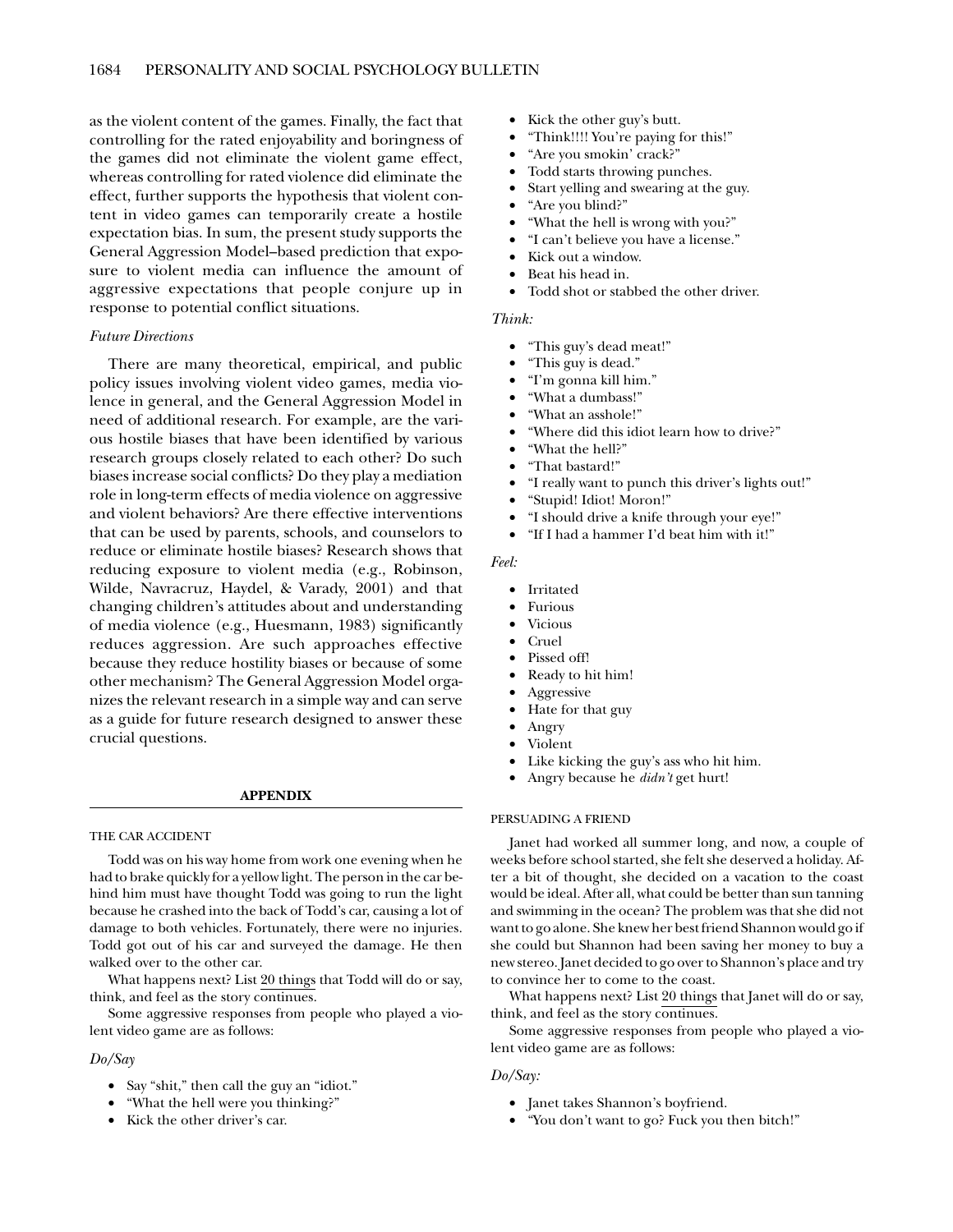as the violent content of the games. Finally, the fact that controlling for the rated enjoyability and boringness of the games did not eliminate the violent game effect, whereas controlling for rated violence did eliminate the effect, further supports the hypothesis that violent content in video games can temporarily create a hostile expectation bias. In sum, the present study supports the General Aggression Model–based prediction that exposure to violent media can influence the amount of aggressive expectations that people conjure up in response to potential conflict situations.

### *Future Directions*

There are many theoretical, empirical, and public policy issues involving violent video games, media violence in general, and the General Aggression Model in need of additional research. For example, are the various hostile biases that have been identified by various research groups closely related to each other? Do such biases increase social conflicts? Do they play a mediation role in long-term effects of media violence on aggressive and violent behaviors? Are there effective interventions that can be used by parents, schools, and counselors to reduce or eliminate hostile biases? Research shows that reducing exposure to violent media (e.g., Robinson, Wilde, Navracruz, Haydel, & Varady, 2001) and that changing children's attitudes about and understanding of media violence (e.g., Huesmann, 1983) significantly reduces aggression. Are such approaches effective because they reduce hostility biases or because of some other mechanism? The General Aggression Model organizes the relevant research in a simple way and can serve as a guide for future research designed to answer these crucial questions.

## APPENDIX

### THE CAR ACCIDENT

Todd was on his way home from work one evening when he had to brake quickly for a yellow light. The person in the car behind him must have thought Todd was going to run the light because he crashed into the back of Todd's car, causing a lot of damage to both vehicles. Fortunately, there were no injuries. Todd got out of his car and surveyed the damage. He then walked over to the other car.

What happens next? List 20 things that Todd will do or say, think, and feel as the story continues.

Some aggressive responses from people who played a violent video game are as follows:

*Do/Say*

- Say "shit," then call the guy an "idiot."
- "What the hell were you thinking?"
- Kick the other driver's car.
- Kick the other guy's butt.
- "Think!!!! You're paying for this!"
- "Are you smokin' crack?"
- Todd starts throwing punches.
- Start yelling and swearing at the guy.
- "Are you blind?"
- "What the hell is wrong with you?"
- "I can't believe you have a license."
- Kick out a window.
- Beat his head in.
- Todd shot or stabbed the other driver.

*Think:*

- "This guy's dead meat!"
- "This guy is dead."
- "I'm gonna kill him."
- "What a dumbass!"
- "What an asshole!"
- "Where did this idiot learn how to drive?"
- "What the hell?"
- "That bastard!"
- "I really want to punch this driver's lights out!"
- "Stupid! Idiot! Moron!"
- "I should drive a knife through your eye!"
- "If I had a hammer I'd beat him with it!"

*Feel:*

- Irritated
- Furious
- Vicious
- Cruel
- Pissed off!
- Ready to hit him!
- Aggressive
- Hate for that guy
- Angry
- Violent
- Like kicking the guy's ass who hit him.
- Angry because he *didn't* get hurt!

### PERSUADING A FRIEND

Janet had worked all summer long, and now, a couple of weeks before school started, she felt she deserved a holiday. After a bit of thought, she decided on a vacation to the coast would be ideal. After all, what could be better than sun tanning and swimming in the ocean? The problem was that she did not want to go alone. She knew her best friend Shannon would go if she could but Shannon had been saving her money to buy a new stereo. Janet decided to go over to Shannon's place and try to convince her to come to the coast.

What happens next? List 20 things that Janet will do or say, think, and feel as the story continues.

Some aggressive responses from people who played a violent video game are as follows:

*Do/Say:*

- Janet takes Shannon's boyfriend.
- "You don't want to go? Fuck you then bitch!"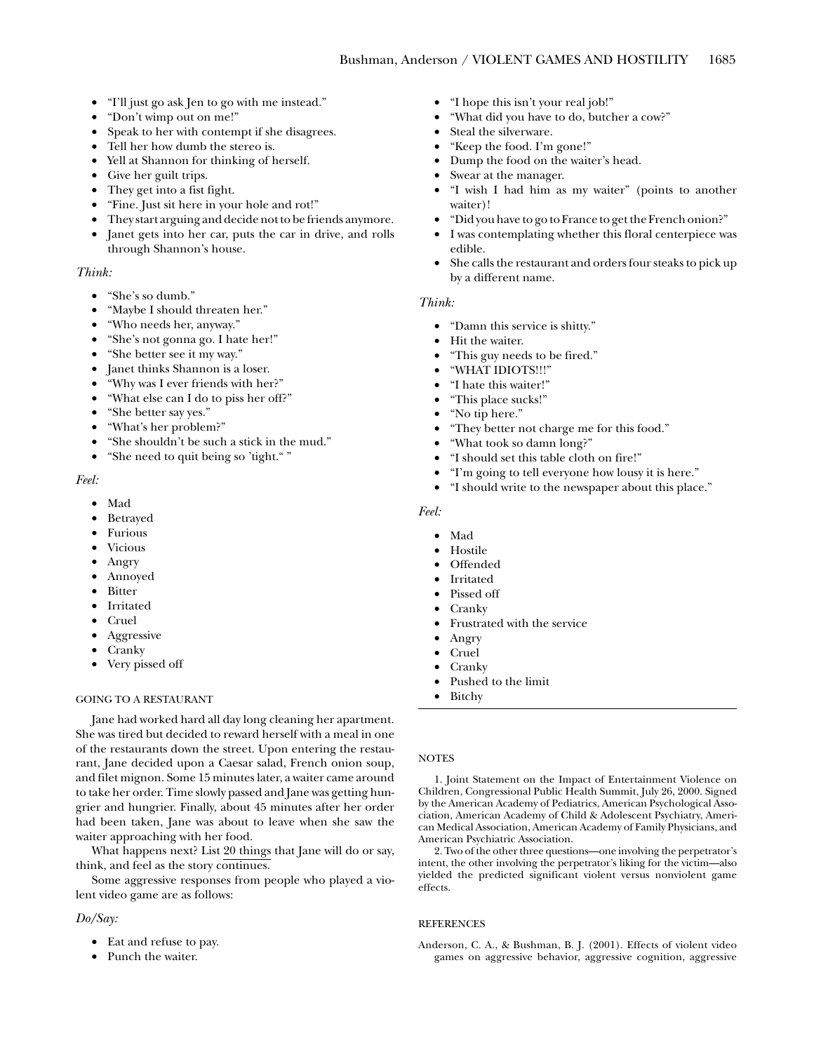- "I'll just go ask Jen to go with me instead."
- "Don't wimp out on me!"
- Speak to her with contempt if she disagrees.
- Tell her how dumb the stereo is.
- Yell at Shannon for thinking of herself.
- Give her guilt trips.
- They get into a fist fight.
- "Fine. Just sit here in your hole and rot!"
- They start arguing and decide not to be friends anymore.
- Janet gets into her car, puts the car in drive, and rolls through Shannon's house.

*Think:*

- "She's so dumb."
- "Maybe I should threaten her."
- "Who needs her, anyway."
- "She's not gonna go. I hate her!"
- "She better see it my way."
- Janet thinks Shannon is a loser.
- "Why was I ever friends with her?"
- "What else can I do to piss her off?"
- "She better say yes."
- "What's her problem?"
- "She shouldn't be such a stick in the mud."
- "She need to quit being so 'tight." "

*Feel:*

- Mad
- Betrayed
- Furious
- Vicious
- Angry
- Annoyed
- Bitter
- Irritated
- Cruel
- Aggressive
- Cranky
- Very pissed off

GOING TO A RESTAURANT

Jane had worked hard all day long cleaning her apartment. She was tired but decided to reward herself with a meal in one of the restaurants down the street. Upon entering the restaurant, Jane decided upon a Caesar salad, French onion soup, and filet mignon. Some 15 minutes later, a waiter came around to take her order. Time slowly passed and Jane was getting hungrier and hungrier. Finally, about 45 minutes after her order had been taken, Jane was about to leave when she saw the waiter approaching with her food.

What happens next? List 20 things that Jane will do or say, think, and feel as the story continues.

Some aggressive responses from people who played a violent video game are as follows:

*Do/Say:*

- Eat and refuse to pay.
- Punch the waiter.
- "I hope this isn't your real job!"
- "What did you have to do, butcher a cow?"
- Steal the silverware.
- "Keep the food. I'm gone!"
- Dump the food on the waiter's head.
- Swear at the manager.
- "I wish I had him as my waiter" (points to another waiter)!
- "Did you have to go to France to get the French onion?"
- I was contemplating whether this floral centerpiece was edible.
- She calls the restaurant and orders four steaks to pick up by a different name.

*Think:*

- "Damn this service is shitty."
- Hit the waiter.
- "This guy needs to be fired."
- "WHAT IDIOTS!!!"
- "I hate this waiter!"
- "This place sucks!"
- "No tip here."
- "They better not charge me for this food."
- "What took so damn long?"
- "I should set this table cloth on fire!"
- "I'm going to tell everyone how lousy it is here."
- "I should write to the newspaper about this place."

*Feel:*

- Mad
- Hostile
- Offended
- Irritated
- Pissed off
- Cranky
- Frustrated with the service
- Angry
- Cruel
- Cranky
- Pushed to the limit
- Bitchy

NOTES

1. Joint Statement on the Impact of Entertainment Violence on Children, Congressional Public Health Summit, July 26, 2000. Signed by the American Academy of Pediatrics, American Psychological Association, American Academy of Child & Adolescent Psychiatry, American Medical Association, American Academy of Family Physicians, and American Psychiatric Association.

2. Two of the other three questions—one involving the perpetrator's intent, the other involving the perpetrator's liking for the victim—also yielded the predicted significant violent versus nonviolent game effects.

REFERENCES

Anderson, C. A., & Bushman, B. J. (2001). Effects of violent video games on aggressive behavior, aggressive cognition, aggressive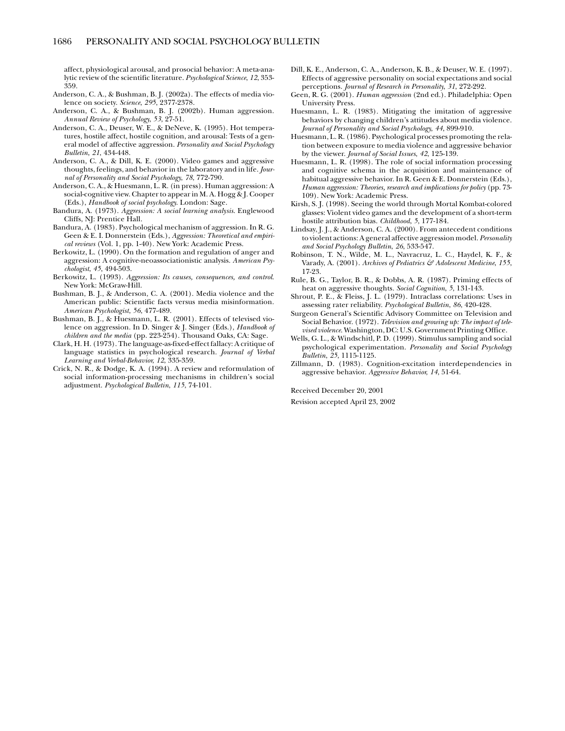affect, physiological arousal, and prosocial behavior: A meta-analytic review of the scientific literature. *Psychological Science*, *12*, 353-359.

Anderson, C. A., & Bushman, B. J. (2002a). The effects of media violence on society. *Science*, *295*, 2377-2378.

Anderson, C. A., & Bushman, B. J. (2002b). Human aggression. *Annual Review of Psychology*, *53*, 27-51.

Anderson, C. A., Deuser, W. E., & DeNeve, K. (1995). Hot temperatures, hostile affect, hostile cognition, and arousal: Tests of a general model of affective aggression. *Personality and Social Psychology Bulletin*, *21*, 434-448.

Anderson, C. A., & Dill, K. E. (2000). Video games and aggressive thoughts, feelings, and behavior in the laboratory and in life. *Journal of Personality and Social Psychology*, *78*, 772-790.

Anderson, C. A., & Huesmann, L. R. (in press). Human aggression: A social-cognitive view. Chapter to appear in M. A. Hogg & J. Cooper (Eds.), *Handbook of social psychology*. London: Sage.

Bandura, A. (1973). *Aggression: A social learning analysis*. Englewood Cliffs, NJ: Prentice Hall.

Bandura, A. (1983). Psychological mechanism of aggression. In R. G. Geen & E. I. Donnerstein (Eds.), *Aggression: Theoretical and empirical reviews* (Vol. 1, pp. 1-40). New York: Academic Press.

Berkowitz, L. (1990). On the formation and regulation of anger and aggression: A cognitive-neoassociationistic analysis. *American Psychologist*, *45*, 494-503.

Berkowitz, L. (1993). *Aggression: Its causes, consequences, and control*. New York: McGraw-Hill.

Bushman, B. J., & Anderson, C. A. (2001). Media violence and the American public: Scientific facts versus media misinformation. *American Psychologist*, *56*, 477-489.

Bushman, B. J., & Huesmann, L. R. (2001). Effects of televised violence on aggression. In D. Singer & J. Singer (Eds.), *Handbook of children and the media* (pp. 223-254). Thousand Oaks, CA: Sage.

Clark, H. H. (1973). The language-as-fixed-effect fallacy: A critique of language statistics in psychological research. *Journal of Verbal Learning and Verbal-Behavior*, *12*, 335-359.

Crick, N. R., & Dodge, K. A. (1994). A review and reformulation of social information-processing mechanisms in children's social adjustment. *Psychological Bulletin*, *115*, 74-101.

Dill, K. E., Anderson, C. A., Anderson, K. B., & Deuser, W. E. (1997). Effects of aggressive personality on social expectations and social perceptions. *Journal of Research in Personality*, *31*, 272-292.

Geen, R. G. (2001). *Human aggression* (2nd ed.). Philadelphia: Open University Press.

Huesmann, L. R. (1983). Mitigating the imitation of aggressive behaviors by changing children's attitudes about media violence. *Journal of Personality and Social Psychology*, *44*, 899-910.

Huesmann, L. R. (1986). Psychological processes promoting the relation between exposure to media violence and aggressive behavior by the viewer. *Journal of Social Issues*, *42*, 125-139.

Huesmann, L. R. (1998). The role of social information processing and cognitive schema in the acquisition and maintenance of habitual aggressive behavior. In R. Geen & E. Donnerstein (Eds.), *Human aggression: Theories, research and implications for policy* (pp. 73-109). New York: Academic Press.

Kirsh, S. J. (1998). Seeing the world through Mortal Kombat-colored glasses: Violent video games and the development of a short-term hostile attribution bias. *Childhood*, *5*, 177-184.

Lindsay, J. J., & Anderson, C. A. (2000). From antecedent conditions to violent actions: A general affective aggression model. *Personality and Social Psychology Bulletin*, *26*, 533-547.

Robinson, T. N., Wilde, M. L., Navracruz, L. C., Haydel, K. F., & Varady, A. (2001). *Archives of Pediatrics & Adolescent Medicine*, *155*, 17-23.

Rule, B. G., Taylor, B. R., & Dobbs, A. R. (1987). Priming effects of heat on aggressive thoughts. *Social Cognition*, *5*, 131-143.

Shrout, P. E., & Fleiss, J. L. (1979). Intraclass correlations: Uses in assessing rater reliability. *Psychological Bulletin*, *86*, 420-428.

Surgeon General's Scientific Advisory Committee on Television and Social Behavior. (1972). *Television and growing up: The impact of televised violence*. Washington, DC: U.S. Government Printing Office.

Wells, G. L., & Windschitl, P. D. (1999). Stimulus sampling and social psychological experimentation. *Personality and Social Psychology Bulletin*, *25*, 1115-1125.

Zillmann, D. (1983). Cognition-excitation interdependencies in aggressive behavior. *Aggressive Behavior*, *14*, 51-64.

Received December 20, 2001

Revision accepted April 23, 2002